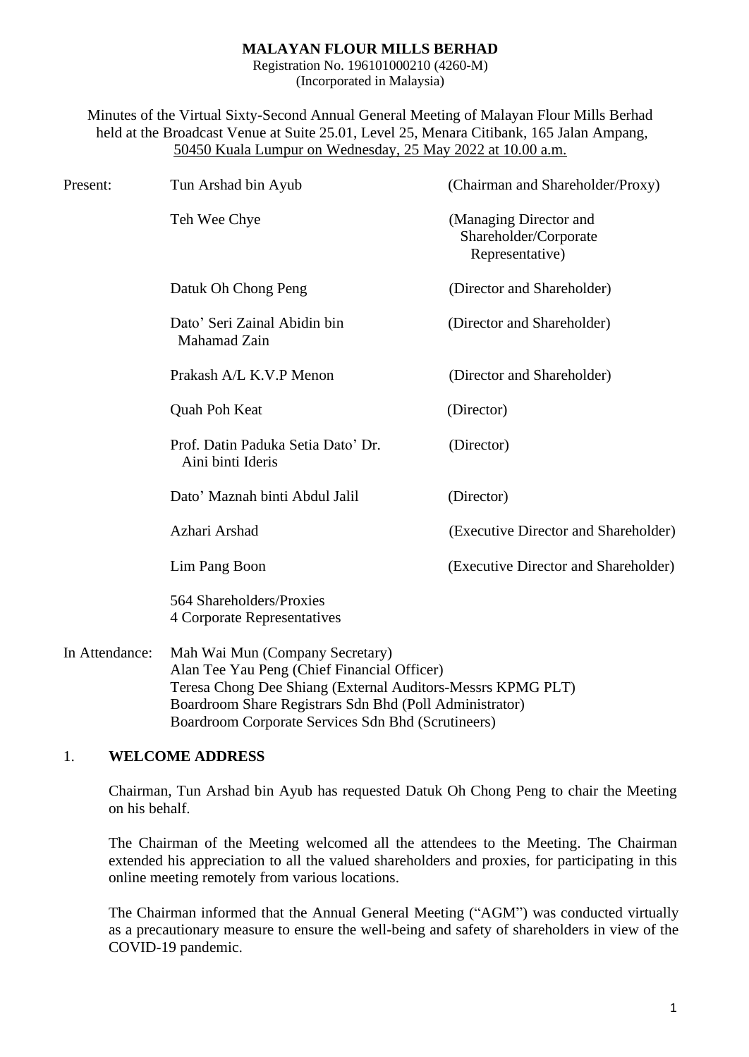**MALAYAN FLOUR MILLS BERHAD**
Registration No. 196101000210 (4260-M)
(Incorporated in Malaysia)

Minutes of the Virtual Sixty-Second Annual General Meeting of Malayan Flour Mills Berhad held at the Broadcast Venue at Suite 25.01, Level 25, Menara Citibank, 165 Jalan Ampang, 50450 Kuala Lumpur on Wednesday, 25 May 2022 at 10.00 a.m.

| | | |
|---|---|---|
| Present: | Tun Arshad bin Ayub | (Chairman and Shareholder/Proxy) |
| | Teh Wee Chye | (Managing Director and Shareholder/Corporate Representative) |
| | Datuk Oh Chong Peng | (Director and Shareholder) |
| | Dato' Seri Zainal Abidin bin Mahamad Zain | (Director and Shareholder) |
| | Prakash A/L K.V.P Menon | (Director and Shareholder) |
| | Quah Poh Keat | (Director) |
| | Prof. Datin Paduka Setia Dato' Dr. Aini binti Ideris | (Director) |
| | Dato' Maznah binti Abdul Jalil | (Director) |
| | Azhari Arshad | (Executive Director and Shareholder) |
| | Lim Pang Boon | (Executive Director and Shareholder) |
| | 564 Shareholders/Proxies<br>4 Corporate Representatives | |

In Attendance:
Mah Wai Mun (Company Secretary)
Alan Tee Yau Peng (Chief Financial Officer)
Teresa Chong Dee Shiang (External Auditors-Messrs KPMG PLT)
Boardroom Share Registrars Sdn Bhd (Poll Administrator)
Boardroom Corporate Services Sdn Bhd (Scrutineers)

## 1. WELCOME ADDRESS

Chairman, Tun Arshad bin Ayub has requested Datuk Oh Chong Peng to chair the Meeting on his behalf.

The Chairman of the Meeting welcomed all the attendees to the Meeting. The Chairman extended his appreciation to all the valued shareholders and proxies, for participating in this online meeting remotely from various locations.

The Chairman informed that the Annual General Meeting ("AGM") was conducted virtually as a precautionary measure to ensure the well-being and safety of shareholders in view of the COVID-19 pandemic.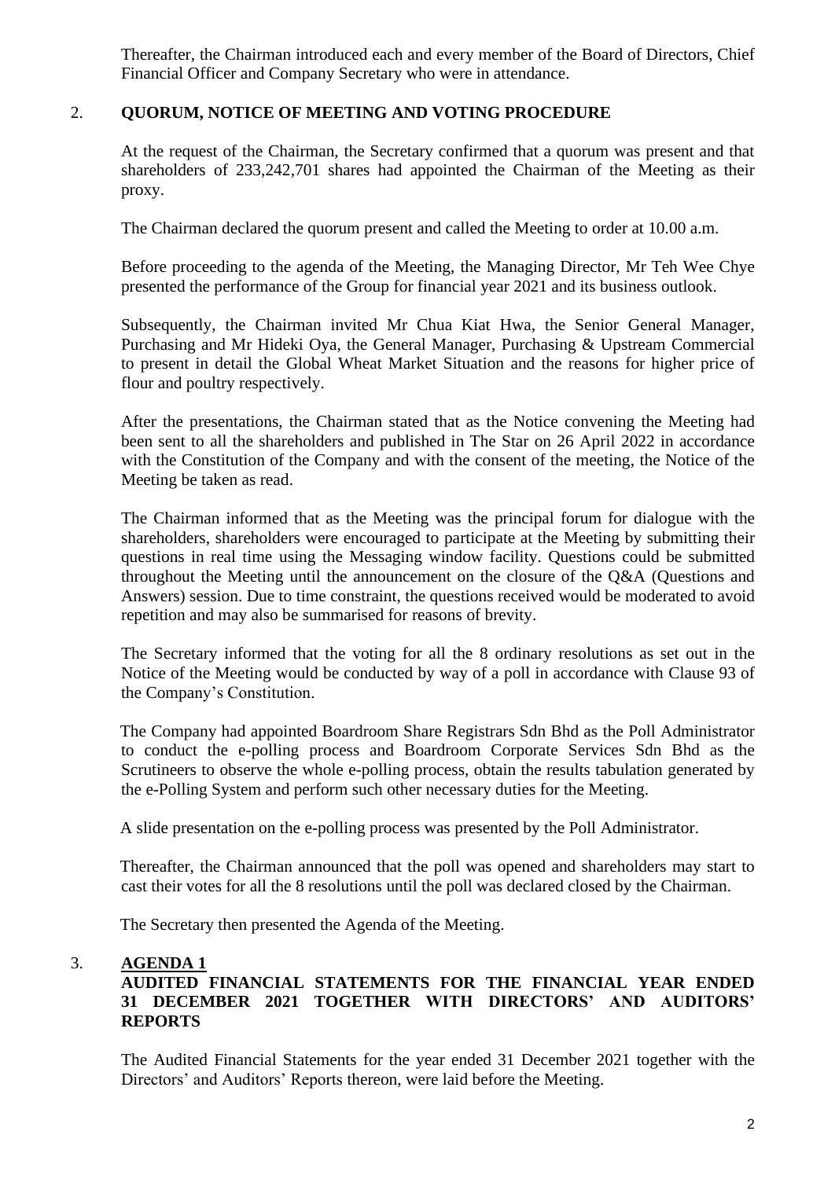Thereafter, the Chairman introduced each and every member of the Board of Directors, Chief Financial Officer and Company Secretary who were in attendance.

## 2. QUORUM, NOTICE OF MEETING AND VOTING PROCEDURE

At the request of the Chairman, the Secretary confirmed that a quorum was present and that shareholders of 233,242,701 shares had appointed the Chairman of the Meeting as their proxy.

The Chairman declared the quorum present and called the Meeting to order at 10.00 a.m.

Before proceeding to the agenda of the Meeting, the Managing Director, Mr Teh Wee Chye presented the performance of the Group for financial year 2021 and its business outlook.

Subsequently, the Chairman invited Mr Chua Kiat Hwa, the Senior General Manager, Purchasing and Mr Hideki Oya, the General Manager, Purchasing & Upstream Commercial to present in detail the Global Wheat Market Situation and the reasons for higher price of flour and poultry respectively.

After the presentations, the Chairman stated that as the Notice convening the Meeting had been sent to all the shareholders and published in The Star on 26 April 2022 in accordance with the Constitution of the Company and with the consent of the meeting, the Notice of the Meeting be taken as read.

The Chairman informed that as the Meeting was the principal forum for dialogue with the shareholders, shareholders were encouraged to participate at the Meeting by submitting their questions in real time using the Messaging window facility. Questions could be submitted throughout the Meeting until the announcement on the closure of the Q&A (Questions and Answers) session. Due to time constraint, the questions received would be moderated to avoid repetition and may also be summarised for reasons of brevity.

The Secretary informed that the voting for all the 8 ordinary resolutions as set out in the Notice of the Meeting would be conducted by way of a poll in accordance with Clause 93 of the Company's Constitution.

The Company had appointed Boardroom Share Registrars Sdn Bhd as the Poll Administrator to conduct the e-polling process and Boardroom Corporate Services Sdn Bhd as the Scrutineers to observe the whole e-polling process, obtain the results tabulation generated by the e-Polling System and perform such other necessary duties for the Meeting.

A slide presentation on the e-polling process was presented by the Poll Administrator.

Thereafter, the Chairman announced that the poll was opened and shareholders may start to cast their votes for all the 8 resolutions until the poll was declared closed by the Chairman.

The Secretary then presented the Agenda of the Meeting.

## 3. AGENDA 1
**AUDITED FINANCIAL STATEMENTS FOR THE FINANCIAL YEAR ENDED 31 DECEMBER 2021 TOGETHER WITH DIRECTORS' AND AUDITORS' REPORTS**

The Audited Financial Statements for the year ended 31 December 2021 together with the Directors' and Auditors' Reports thereon, were laid before the Meeting.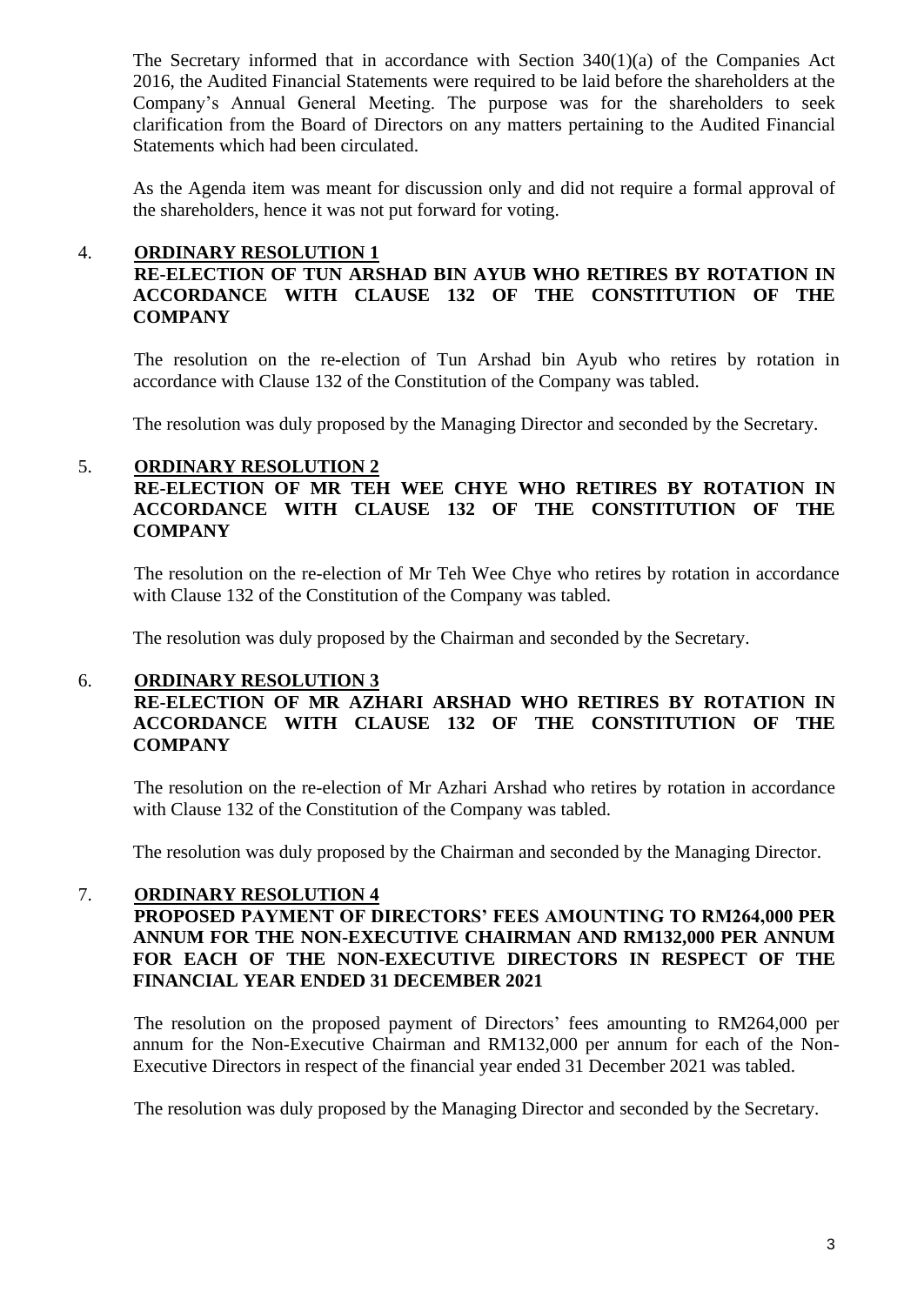The Secretary informed that in accordance with Section 340(1)(a) of the Companies Act 2016, the Audited Financial Statements were required to be laid before the shareholders at the Company's Annual General Meeting. The purpose was for the shareholders to seek clarification from the Board of Directors on any matters pertaining to the Audited Financial Statements which had been circulated.

As the Agenda item was meant for discussion only and did not require a formal approval of the shareholders, hence it was not put forward for voting.

4. **ORDINARY RESOLUTION 1**
**RE-ELECTION OF TUN ARSHAD BIN AYUB WHO RETIRES BY ROTATION IN ACCORDANCE WITH CLAUSE 132 OF THE CONSTITUTION OF THE COMPANY**

The resolution on the re-election of Tun Arshad bin Ayub who retires by rotation in accordance with Clause 132 of the Constitution of the Company was tabled.

The resolution was duly proposed by the Managing Director and seconded by the Secretary.

5. **ORDINARY RESOLUTION 2**
**RE-ELECTION OF MR TEH WEE CHYE WHO RETIRES BY ROTATION IN ACCORDANCE WITH CLAUSE 132 OF THE CONSTITUTION OF THE COMPANY**

The resolution on the re-election of Mr Teh Wee Chye who retires by rotation in accordance with Clause 132 of the Constitution of the Company was tabled.

The resolution was duly proposed by the Chairman and seconded by the Secretary.

6. **ORDINARY RESOLUTION 3**
**RE-ELECTION OF MR AZHARI ARSHAD WHO RETIRES BY ROTATION IN ACCORDANCE WITH CLAUSE 132 OF THE CONSTITUTION OF THE COMPANY**

The resolution on the re-election of Mr Azhari Arshad who retires by rotation in accordance with Clause 132 of the Constitution of the Company was tabled.

The resolution was duly proposed by the Chairman and seconded by the Managing Director.

7. **ORDINARY RESOLUTION 4**
**PROPOSED PAYMENT OF DIRECTORS' FEES AMOUNTING TO RM264,000 PER ANNUM FOR THE NON-EXECUTIVE CHAIRMAN AND RM132,000 PER ANNUM FOR EACH OF THE NON-EXECUTIVE DIRECTORS IN RESPECT OF THE FINANCIAL YEAR ENDED 31 DECEMBER 2021**

The resolution on the proposed payment of Directors' fees amounting to RM264,000 per annum for the Non-Executive Chairman and RM132,000 per annum for each of the Non-Executive Directors in respect of the financial year ended 31 December 2021 was tabled.

The resolution was duly proposed by the Managing Director and seconded by the Secretary.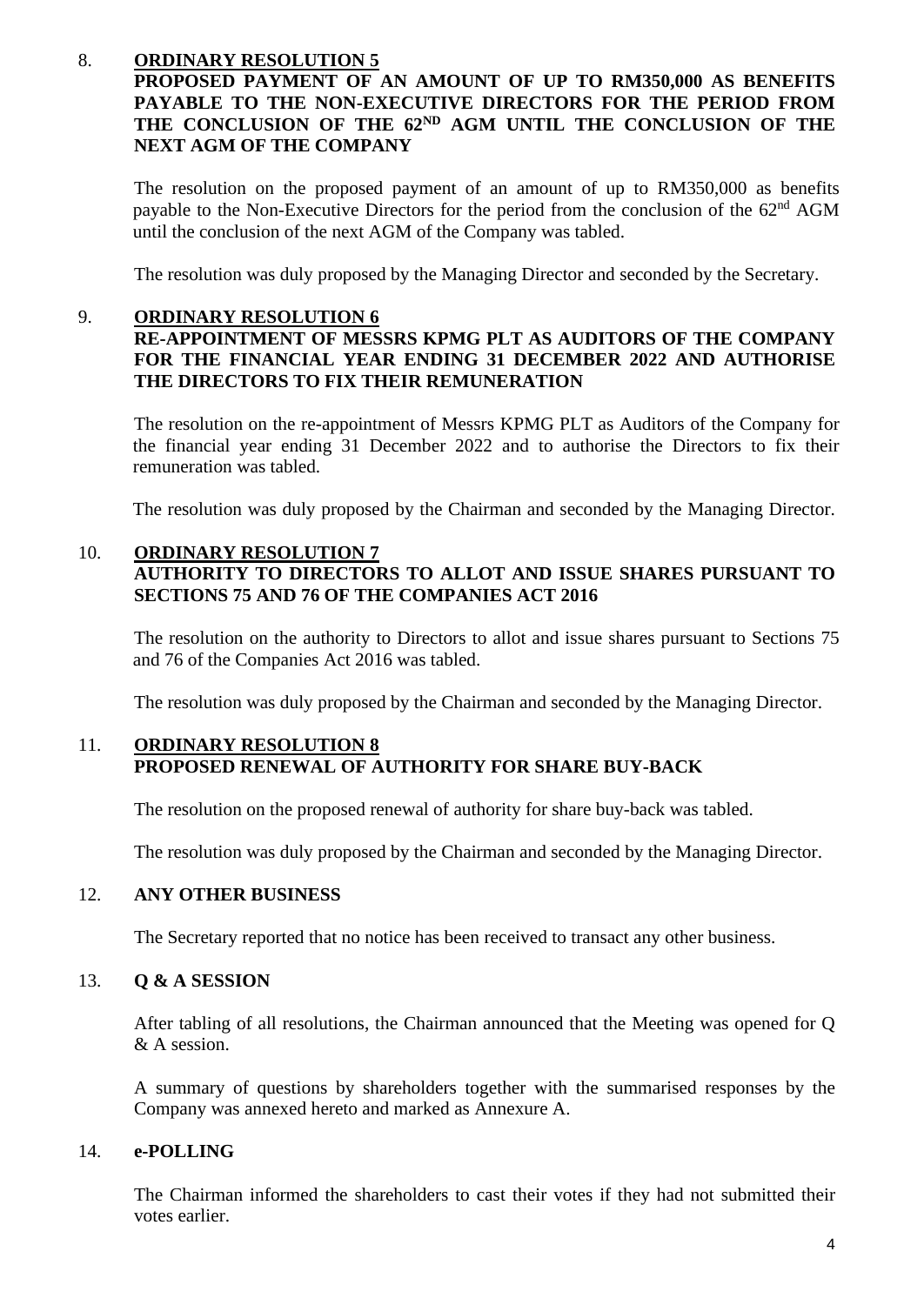## 8. ORDINARY RESOLUTION 5

**PROPOSED PAYMENT OF AN AMOUNT OF UP TO RM350,000 AS BENEFITS PAYABLE TO THE NON-EXECUTIVE DIRECTORS FOR THE PERIOD FROM THE CONCLUSION OF THE 62ND AGM UNTIL THE CONCLUSION OF THE NEXT AGM OF THE COMPANY**

The resolution on the proposed payment of an amount of up to RM350,000 as benefits payable to the Non-Executive Directors for the period from the conclusion of the 62nd AGM until the conclusion of the next AGM of the Company was tabled.

The resolution was duly proposed by the Managing Director and seconded by the Secretary.

## 9. ORDINARY RESOLUTION 6

**RE-APPOINTMENT OF MESSRS KPMG PLT AS AUDITORS OF THE COMPANY FOR THE FINANCIAL YEAR ENDING 31 DECEMBER 2022 AND AUTHORISE THE DIRECTORS TO FIX THEIR REMUNERATION**

The resolution on the re-appointment of Messrs KPMG PLT as Auditors of the Company for the financial year ending 31 December 2022 and to authorise the Directors to fix their remuneration was tabled.

The resolution was duly proposed by the Chairman and seconded by the Managing Director.

## 10. ORDINARY RESOLUTION 7

**AUTHORITY TO DIRECTORS TO ALLOT AND ISSUE SHARES PURSUANT TO SECTIONS 75 AND 76 OF THE COMPANIES ACT 2016**

The resolution on the authority to Directors to allot and issue shares pursuant to Sections 75 and 76 of the Companies Act 2016 was tabled.

The resolution was duly proposed by the Chairman and seconded by the Managing Director.

## 11. ORDINARY RESOLUTION 8

**PROPOSED RENEWAL OF AUTHORITY FOR SHARE BUY-BACK**

The resolution on the proposed renewal of authority for share buy-back was tabled.

The resolution was duly proposed by the Chairman and seconded by the Managing Director.

## 12. ANY OTHER BUSINESS

The Secretary reported that no notice has been received to transact any other business.

## 13. Q & A SESSION

After tabling of all resolutions, the Chairman announced that the Meeting was opened for Q & A session.

A summary of questions by shareholders together with the summarised responses by the Company was annexed hereto and marked as Annexure A.

## 14. e-POLLING

The Chairman informed the shareholders to cast their votes if they had not submitted their votes earlier.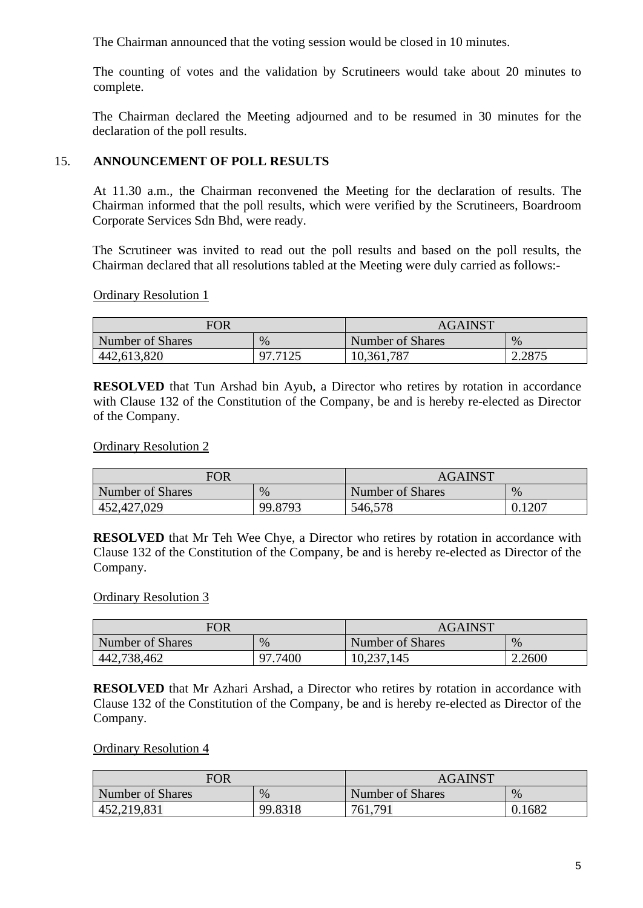The Chairman announced that the voting session would be closed in 10 minutes.

The counting of votes and the validation by Scrutineers would take about 20 minutes to complete.

The Chairman declared the Meeting adjourned and to be resumed in 30 minutes for the declaration of the poll results.

## 15. ANNOUNCEMENT OF POLL RESULTS

At 11.30 a.m., the Chairman reconvened the Meeting for the declaration of results. The Chairman informed that the poll results, which were verified by the Scrutineers, Boardroom Corporate Services Sdn Bhd, were ready.

The Scrutineer was invited to read out the poll results and based on the poll results, the Chairman declared that all resolutions tabled at the Meeting were duly carried as follows:-

Ordinary Resolution 1

| FOR | | AGAINST | |
|---|---|---|---|
| Number of Shares | % | Number of Shares | % |
| 442,613,820 | 97.7125 | 10,361,787 | 2.2875 |

**RESOLVED** that Tun Arshad bin Ayub, a Director who retires by rotation in accordance with Clause 132 of the Constitution of the Company, be and is hereby re-elected as Director of the Company.

Ordinary Resolution 2

| FOR | | AGAINST | |
|---|---|---|---|
| Number of Shares | % | Number of Shares | % |
| 452,427,029 | 99.8793 | 546,578 | 0.1207 |

**RESOLVED** that Mr Teh Wee Chye, a Director who retires by rotation in accordance with Clause 132 of the Constitution of the Company, be and is hereby re-elected as Director of the Company.

Ordinary Resolution 3

| FOR | | AGAINST | |
|---|---|---|---|
| Number of Shares | % | Number of Shares | % |
| 442,738,462 | 97.7400 | 10,237,145 | 2.2600 |

**RESOLVED** that Mr Azhari Arshad, a Director who retires by rotation in accordance with Clause 132 of the Constitution of the Company, be and is hereby re-elected as Director of the Company.

Ordinary Resolution 4

| FOR | | AGAINST | |
|---|---|---|---|
| Number of Shares | % | Number of Shares | % |
| 452,219,831 | 99.8318 | 761,791 | 0.1682 |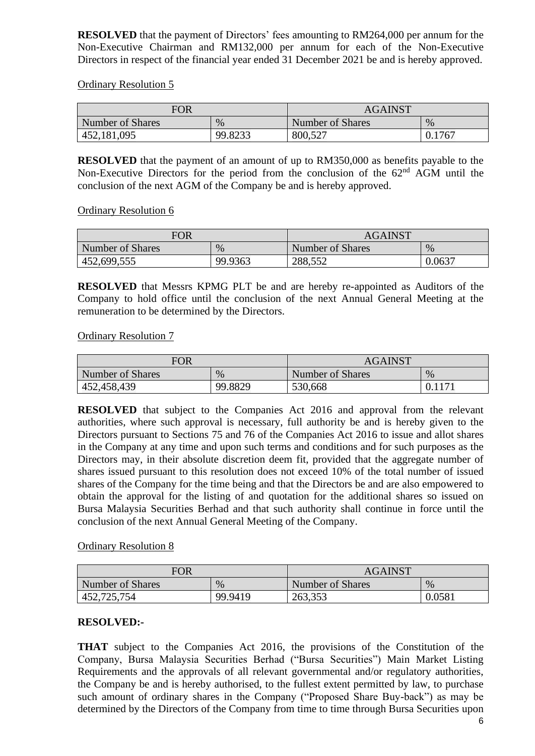**RESOLVED** that the payment of Directors' fees amounting to RM264,000 per annum for the Non-Executive Chairman and RM132,000 per annum for each of the Non-Executive Directors in respect of the financial year ended 31 December 2021 be and is hereby approved.

Ordinary Resolution 5

| FOR | | AGAINST | |
|---|---|---|---|
| Number of Shares | % | Number of Shares | % |
| 452,181,095 | 99.8233 | 800,527 | 0.1767 |

**RESOLVED** that the payment of an amount of up to RM350,000 as benefits payable to the Non-Executive Directors for the period from the conclusion of the 62nd AGM until the conclusion of the next AGM of the Company be and is hereby approved.

Ordinary Resolution 6

| FOR | | AGAINST | |
|---|---|---|---|
| Number of Shares | % | Number of Shares | % |
| 452,699,555 | 99.9363 | 288,552 | 0.0637 |

**RESOLVED** that Messrs KPMG PLT be and are hereby re-appointed as Auditors of the Company to hold office until the conclusion of the next Annual General Meeting at the remuneration to be determined by the Directors.

Ordinary Resolution 7

| FOR | | AGAINST | |
|---|---|---|---|
| Number of Shares | % | Number of Shares | % |
| 452,458,439 | 99.8829 | 530,668 | 0.1171 |

**RESOLVED** that subject to the Companies Act 2016 and approval from the relevant authorities, where such approval is necessary, full authority be and is hereby given to the Directors pursuant to Sections 75 and 76 of the Companies Act 2016 to issue and allot shares in the Company at any time and upon such terms and conditions and for such purposes as the Directors may, in their absolute discretion deem fit, provided that the aggregate number of shares issued pursuant to this resolution does not exceed 10% of the total number of issued shares of the Company for the time being and that the Directors be and are also empowered to obtain the approval for the listing of and quotation for the additional shares so issued on Bursa Malaysia Securities Berhad and that such authority shall continue in force until the conclusion of the next Annual General Meeting of the Company.

Ordinary Resolution 8

| FOR | | AGAINST | |
|---|---|---|---|
| Number of Shares | % | Number of Shares | % |
| 452,725,754 | 99.9419 | 263,353 | 0.0581 |

**RESOLVED:-**

**THAT** subject to the Companies Act 2016, the provisions of the Constitution of the Company, Bursa Malaysia Securities Berhad ("Bursa Securities") Main Market Listing Requirements and the approvals of all relevant governmental and/or regulatory authorities, the Company be and is hereby authorised, to the fullest extent permitted by law, to purchase such amount of ordinary shares in the Company ("Proposed Share Buy-back") as may be determined by the Directors of the Company from time to time through Bursa Securities upon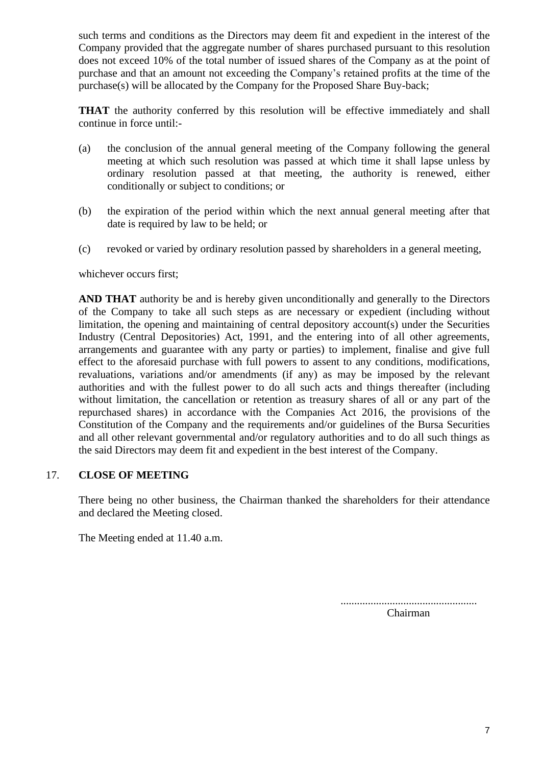such terms and conditions as the Directors may deem fit and expedient in the interest of the Company provided that the aggregate number of shares purchased pursuant to this resolution does not exceed 10% of the total number of issued shares of the Company as at the point of purchase and that an amount not exceeding the Company's retained profits at the time of the purchase(s) will be allocated by the Company for the Proposed Share Buy-back;

**THAT** the authority conferred by this resolution will be effective immediately and shall continue in force until:-

(a) the conclusion of the annual general meeting of the Company following the general meeting at which such resolution was passed at which time it shall lapse unless by ordinary resolution passed at that meeting, the authority is renewed, either conditionally or subject to conditions; or

(b) the expiration of the period within which the next annual general meeting after that date is required by law to be held; or

(c) revoked or varied by ordinary resolution passed by shareholders in a general meeting,

whichever occurs first;

**AND THAT** authority be and is hereby given unconditionally and generally to the Directors of the Company to take all such steps as are necessary or expedient (including without limitation, the opening and maintaining of central depository account(s) under the Securities Industry (Central Depositories) Act, 1991, and the entering into of all other agreements, arrangements and guarantee with any party or parties) to implement, finalise and give full effect to the aforesaid purchase with full powers to assent to any conditions, modifications, revaluations, variations and/or amendments (if any) as may be imposed by the relevant authorities and with the fullest power to do all such acts and things thereafter (including without limitation, the cancellation or retention as treasury shares of all or any part of the repurchased shares) in accordance with the Companies Act 2016, the provisions of the Constitution of the Company and the requirements and/or guidelines of the Bursa Securities and all other relevant governmental and/or regulatory authorities and to do all such things as the said Directors may deem fit and expedient in the best interest of the Company.

## 17. CLOSE OF MEETING

There being no other business, the Chairman thanked the shareholders for their attendance and declared the Meeting closed.

The Meeting ended at 11.40 a.m.

.................................................
Chairman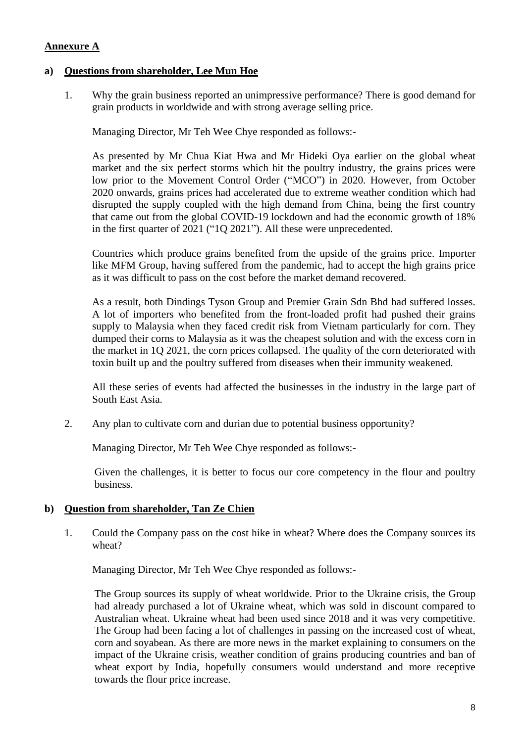**Annexure A**

**a) Questions from shareholder, Lee Mun Hoe**

1. Why the grain business reported an unimpressive performance? There is good demand for grain products in worldwide and with strong average selling price.

   Managing Director, Mr Teh Wee Chye responded as follows:-

   As presented by Mr Chua Kiat Hwa and Mr Hideki Oya earlier on the global wheat market and the six perfect storms which hit the poultry industry, the grains prices were low prior to the Movement Control Order ("MCO") in 2020. However, from October 2020 onwards, grains prices had accelerated due to extreme weather condition which had disrupted the supply coupled with the high demand from China, being the first country that came out from the global COVID-19 lockdown and had the economic growth of 18% in the first quarter of 2021 ("1Q 2021"). All these were unprecedented.

   Countries which produce grains benefited from the upside of the grains price. Importer like MFM Group, having suffered from the pandemic, had to accept the high grains price as it was difficult to pass on the cost before the market demand recovered.

   As a result, both Dindings Tyson Group and Premier Grain Sdn Bhd had suffered losses. A lot of importers who benefited from the front-loaded profit had pushed their grains supply to Malaysia when they faced credit risk from Vietnam particularly for corn. They dumped their corns to Malaysia as it was the cheapest solution and with the excess corn in the market in 1Q 2021, the corn prices collapsed. The quality of the corn deteriorated with toxin built up and the poultry suffered from diseases when their immunity weakened.

   All these series of events had affected the businesses in the industry in the large part of South East Asia.

2. Any plan to cultivate corn and durian due to potential business opportunity?

   Managing Director, Mr Teh Wee Chye responded as follows:-

   Given the challenges, it is better to focus our core competency in the flour and poultry business.

**b) Question from shareholder, Tan Ze Chien**

1. Could the Company pass on the cost hike in wheat? Where does the Company sources its wheat?

   Managing Director, Mr Teh Wee Chye responded as follows:-

   The Group sources its supply of wheat worldwide. Prior to the Ukraine crisis, the Group had already purchased a lot of Ukraine wheat, which was sold in discount compared to Australian wheat. Ukraine wheat had been used since 2018 and it was very competitive. The Group had been facing a lot of challenges in passing on the increased cost of wheat, corn and soyabean. As there are more news in the market explaining to consumers on the impact of the Ukraine crisis, weather condition of grains producing countries and ban of wheat export by India, hopefully consumers would understand and more receptive towards the flour price increase.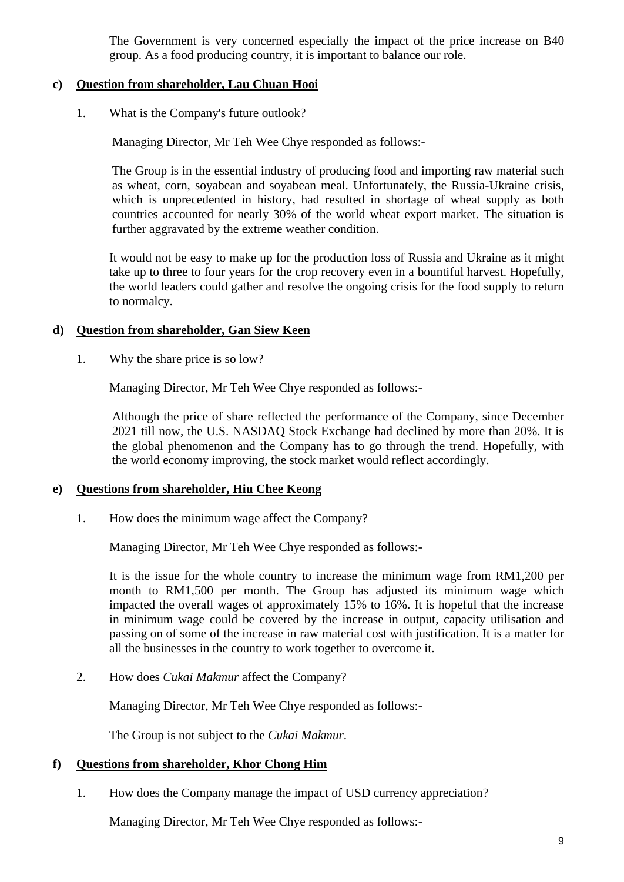The Government is very concerned especially the impact of the price increase on B40 group. As a food producing country, it is important to balance our role.

**c) <u>Question from shareholder, Lau Chuan Hooi</u>**

1. What is the Company's future outlook?

   Managing Director, Mr Teh Wee Chye responded as follows:-

   The Group is in the essential industry of producing food and importing raw material such as wheat, corn, soyabean and soyabean meal. Unfortunately, the Russia-Ukraine crisis, which is unprecedented in history, had resulted in shortage of wheat supply as both countries accounted for nearly 30% of the world wheat export market. The situation is further aggravated by the extreme weather condition.

   It would not be easy to make up for the production loss of Russia and Ukraine as it might take up to three to four years for the crop recovery even in a bountiful harvest. Hopefully, the world leaders could gather and resolve the ongoing crisis for the food supply to return to normalcy.

**d) <u>Question from shareholder, Gan Siew Keen</u>**

1. Why the share price is so low?

   Managing Director, Mr Teh Wee Chye responded as follows:-

   Although the price of share reflected the performance of the Company, since December 2021 till now, the U.S. NASDAQ Stock Exchange had declined by more than 20%. It is the global phenomenon and the Company has to go through the trend. Hopefully, with the world economy improving, the stock market would reflect accordingly.

**e) <u>Questions from shareholder, Hiu Chee Keong</u>**

1. How does the minimum wage affect the Company?

   Managing Director, Mr Teh Wee Chye responded as follows:-

   It is the issue for the whole country to increase the minimum wage from RM1,200 per month to RM1,500 per month. The Group has adjusted its minimum wage which impacted the overall wages of approximately 15% to 16%. It is hopeful that the increase in minimum wage could be covered by the increase in output, capacity utilisation and passing on of some of the increase in raw material cost with justification. It is a matter for all the businesses in the country to work together to overcome it.

2. How does *Cukai Makmur* affect the Company?

   Managing Director, Mr Teh Wee Chye responded as follows:-

   The Group is not subject to the *Cukai Makmur*.

**f) <u>Questions from shareholder, Khor Chong Him</u>**

1. How does the Company manage the impact of USD currency appreciation?

   Managing Director, Mr Teh Wee Chye responded as follows:-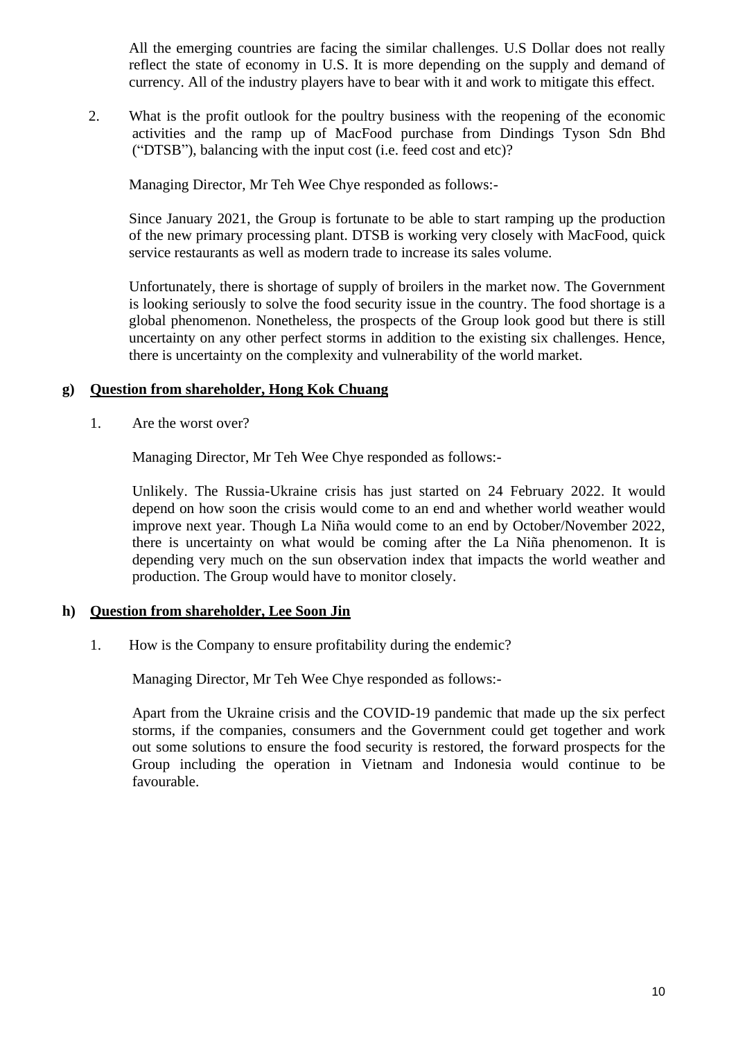All the emerging countries are facing the similar challenges. U.S Dollar does not really reflect the state of economy in U.S. It is more depending on the supply and demand of currency. All of the industry players have to bear with it and work to mitigate this effect.

2. What is the profit outlook for the poultry business with the reopening of the economic activities and the ramp up of MacFood purchase from Dindings Tyson Sdn Bhd ("DTSB"), balancing with the input cost (i.e. feed cost and etc)?

   Managing Director, Mr Teh Wee Chye responded as follows:-

   Since January 2021, the Group is fortunate to be able to start ramping up the production of the new primary processing plant. DTSB is working very closely with MacFood, quick service restaurants as well as modern trade to increase its sales volume.

   Unfortunately, there is shortage of supply of broilers in the market now. The Government is looking seriously to solve the food security issue in the country. The food shortage is a global phenomenon. Nonetheless, the prospects of the Group look good but there is still uncertainty on any other perfect storms in addition to the existing six challenges. Hence, there is uncertainty on the complexity and vulnerability of the world market.

**g) <u>Question from shareholder, Hong Kok Chuang</u>**

1. Are the worst over?

   Managing Director, Mr Teh Wee Chye responded as follows:-

   Unlikely. The Russia-Ukraine crisis has just started on 24 February 2022. It would depend on how soon the crisis would come to an end and whether world weather would improve next year. Though La Niña would come to an end by October/November 2022, there is uncertainty on what would be coming after the La Niña phenomenon. It is depending very much on the sun observation index that impacts the world weather and production. The Group would have to monitor closely.

**h) <u>Question from shareholder, Lee Soon Jin</u>**

1. How is the Company to ensure profitability during the endemic?

   Managing Director, Mr Teh Wee Chye responded as follows:-

   Apart from the Ukraine crisis and the COVID-19 pandemic that made up the six perfect storms, if the companies, consumers and the Government could get together and work out some solutions to ensure the food security is restored, the forward prospects for the Group including the operation in Vietnam and Indonesia would continue to be favourable.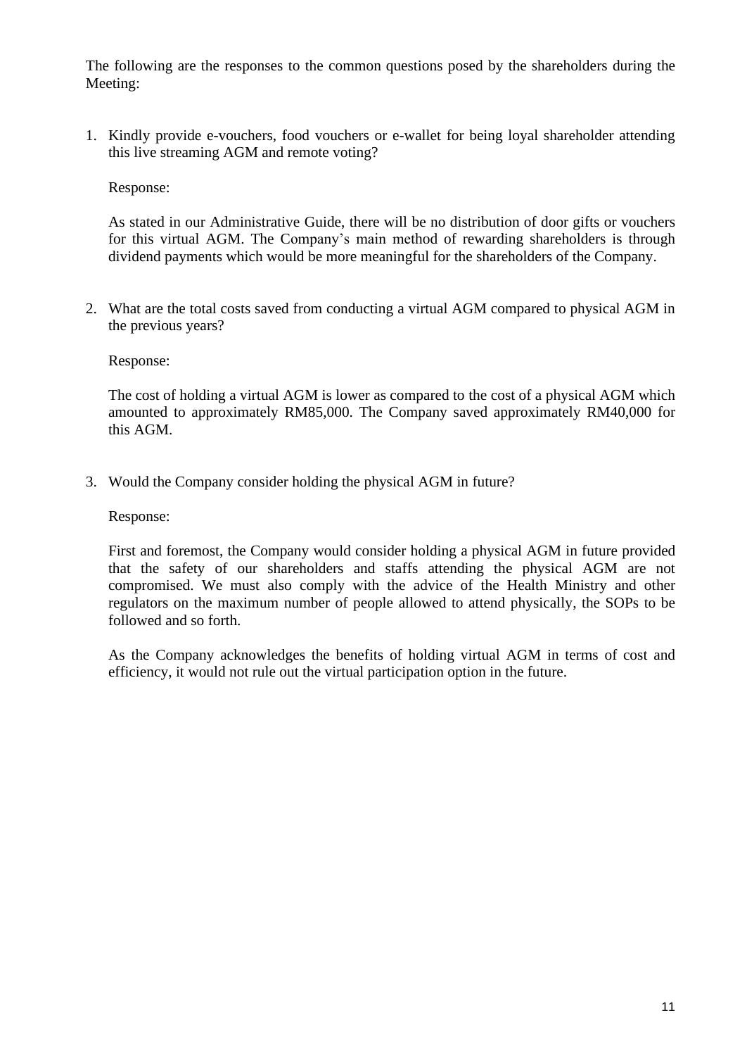The following are the responses to the common questions posed by the shareholders during the Meeting:

1. Kindly provide e-vouchers, food vouchers or e-wallet for being loyal shareholder attending this live streaming AGM and remote voting?

   Response:

   As stated in our Administrative Guide, there will be no distribution of door gifts or vouchers for this virtual AGM. The Company's main method of rewarding shareholders is through dividend payments which would be more meaningful for the shareholders of the Company.

2. What are the total costs saved from conducting a virtual AGM compared to physical AGM in the previous years?

   Response:

   The cost of holding a virtual AGM is lower as compared to the cost of a physical AGM which amounted to approximately RM85,000. The Company saved approximately RM40,000 for this AGM.

3. Would the Company consider holding the physical AGM in future?

   Response:

   First and foremost, the Company would consider holding a physical AGM in future provided that the safety of our shareholders and staffs attending the physical AGM are not compromised. We must also comply with the advice of the Health Ministry and other regulators on the maximum number of people allowed to attend physically, the SOPs to be followed and so forth.

   As the Company acknowledges the benefits of holding virtual AGM in terms of cost and efficiency, it would not rule out the virtual participation option in the future.